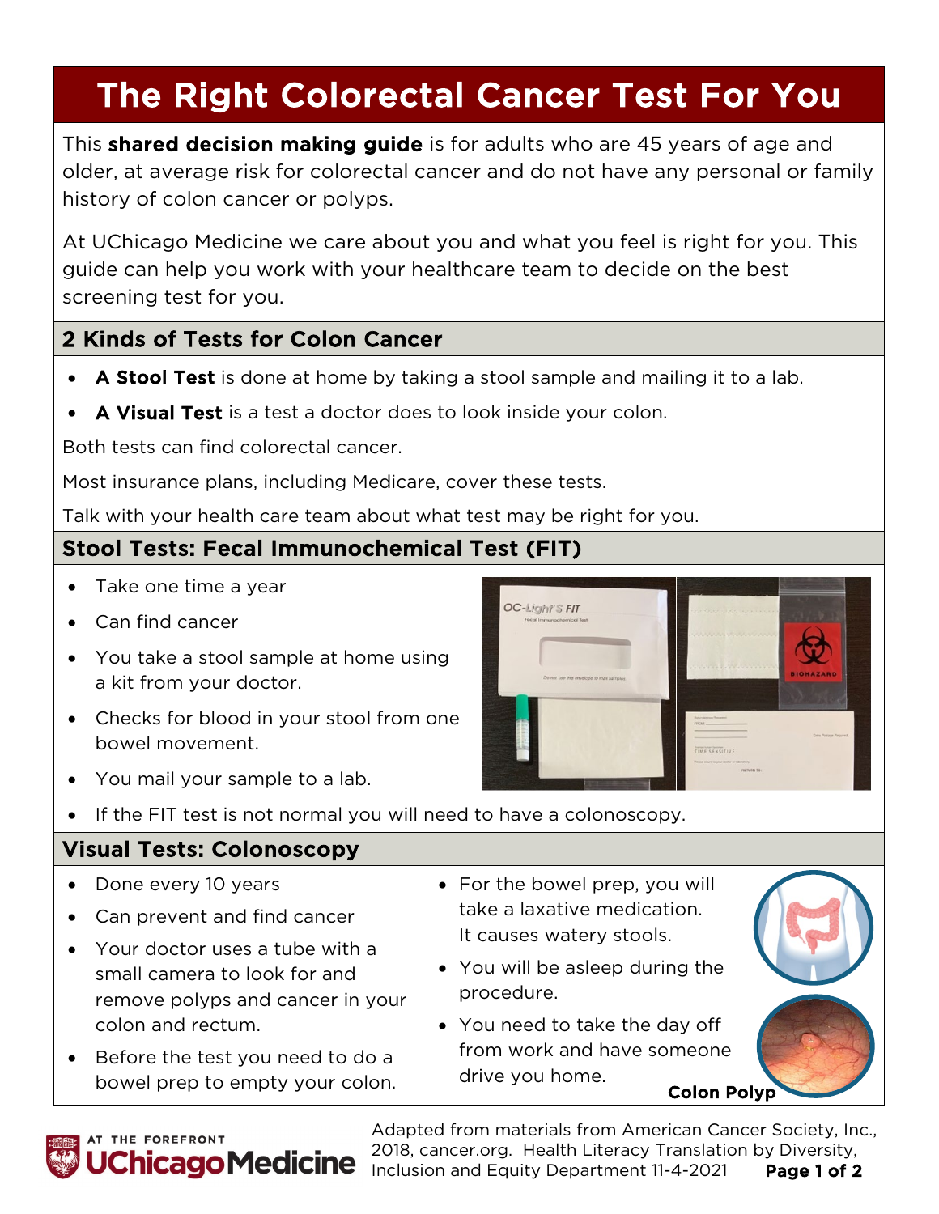# The Right Colorectal Cancer Test For You

This **shared decision making guide** is for adults who are 45 years of age and older, at average risk for colorectal cancer and do not have any personal or family history of colon cancer or polyps.

At UChicago Medicine we care about you and what you feel is right for you. This guide can help you work with your healthcare team to decide on the best screening test for you.

## 2 Kinds of Tests for Colon Cancer

- **A Stool Test** is done at home by taking a stool sample and mailing it to a lab.
- **A Visual Test** is a test a doctor does to look inside your colon.

Both tests can find colorectal cancer.

Most insurance plans, including Medicare, cover these tests.

Talk with your health care team about what test may be right for you.

## Stool Tests: Fecal Immunochemical Test (FIT)

- Take one time a year
- Can find cancer
- You take a stool sample at home using a kit from your doctor.
- Checks for blood in your stool from one bowel movement.
- You mail your sample to a lab.
- If the FIT test is not normal you will need to have a colonoscopy.

## Visual Tests: Colonoscopy

- Done every 10 years
- Can prevent and find cancer
- Your doctor uses a tube with a small camera to look for and remove polyps and cancer in your colon and rectum.
- Before the test you need to do a bowel prep to empty your colon.
- For the bowel prep, you will take a laxative medication. It causes watery stools.
- You will be asleep during the procedure.
- You need to take the day off from work and have someone drive you home.

Colon Polyp

Adapted from materials from American Cancer Society, Inc., 2018, cancer.org. Health Literacy Translation by Diversity, Inclusion and Equity Department 11-4-2021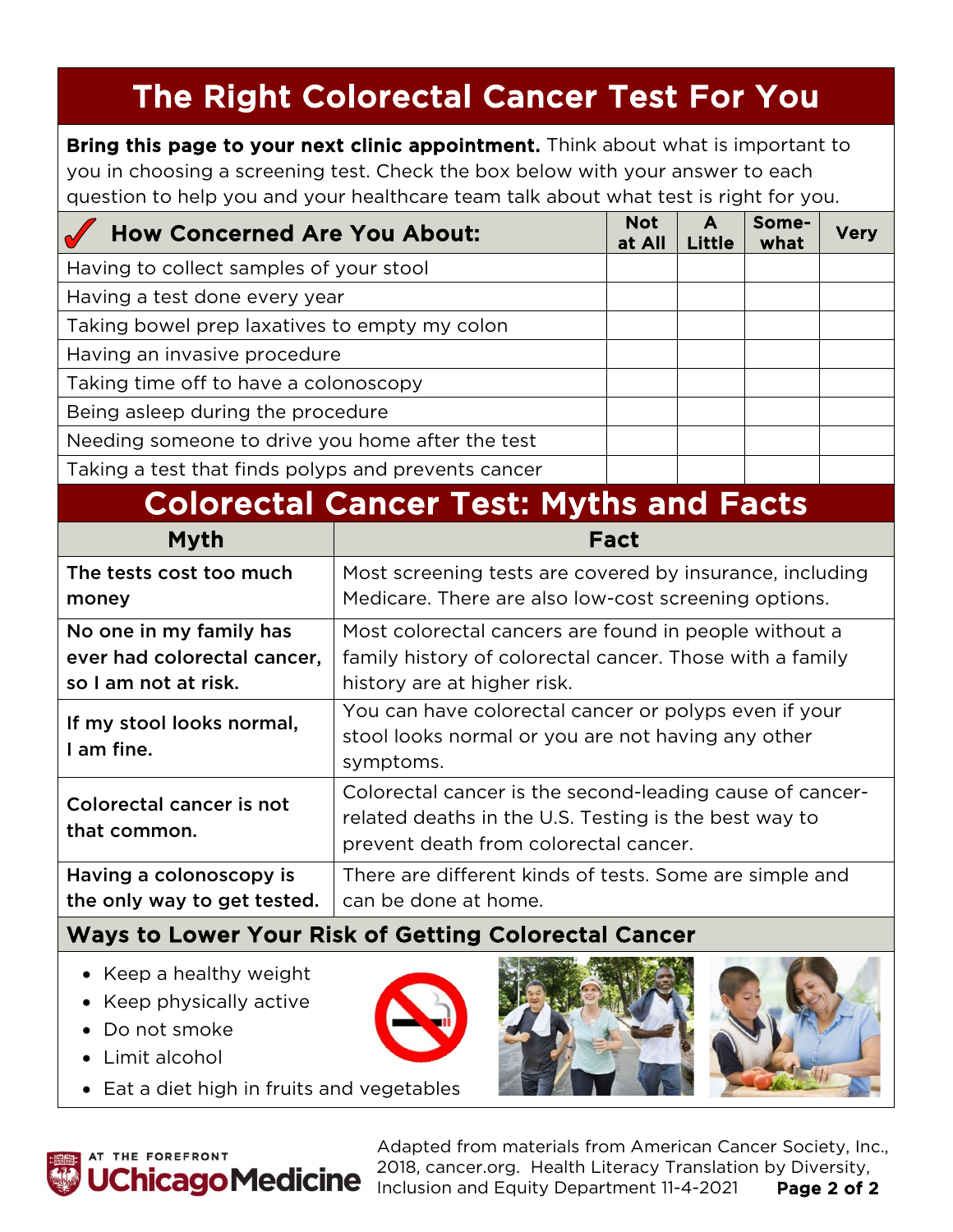# The Right Colorectal Cancer Test For You

**Bring this page to your next clinic appointment.** Think about what is important to you in choosing a screening test. Check the box below with your answer to each question to help you and your healthcare team talk about what test is right for you.

| ✓ How Concerned Are You About: | Not at All | A Little | Some-what | Very |
|---|---|---|---|---|
| Having to collect samples of your stool | | | | |
| Having a test done every year | | | | |
| Taking bowel prep laxatives to empty my colon | | | | |
| Having an invasive procedure | | | | |
| Taking time off to have a colonoscopy | | | | |
| Being asleep during the procedure | | | | |
| Needing someone to drive you home after the test | | | | |
| Taking a test that finds polyps and prevents cancer | | | | |

# Colorectal Cancer Test: Myths and Facts

| Myth | Fact |
|---|---|
| **The tests cost too much money** | Most screening tests are covered by insurance, including Medicare. There are also low-cost screening options. |
| **No one in my family has ever had colorectal cancer, so I am not at risk.** | Most colorectal cancers are found in people without a family history of colorectal cancer. Those with a family history are at higher risk. |
| **If my stool looks normal, I am fine.** | You can have colorectal cancer or polyps even if your stool looks normal or you are not having any other symptoms. |
| **Colorectal cancer is not that common.** | Colorectal cancer is the second-leading cause of cancer-related deaths in the U.S. Testing is the best way to prevent death from colorectal cancer. |
| **Having a colonoscopy is the only way to get tested.** | There are different kinds of tests. Some are simple and can be done at home. |

## Ways to Lower Your Risk of Getting Colorectal Cancer

- Keep a healthy weight
- Keep physically active
- Do not smoke
- Limit alcohol
- Eat a diet high in fruits and vegetables

AT THE FOREFRONT UChicago Medicine

Adapted from materials from American Cancer Society, Inc., 2018, cancer.org. Health Literacy Translation by Diversity, Inclusion and Equity Department 11-4-2021